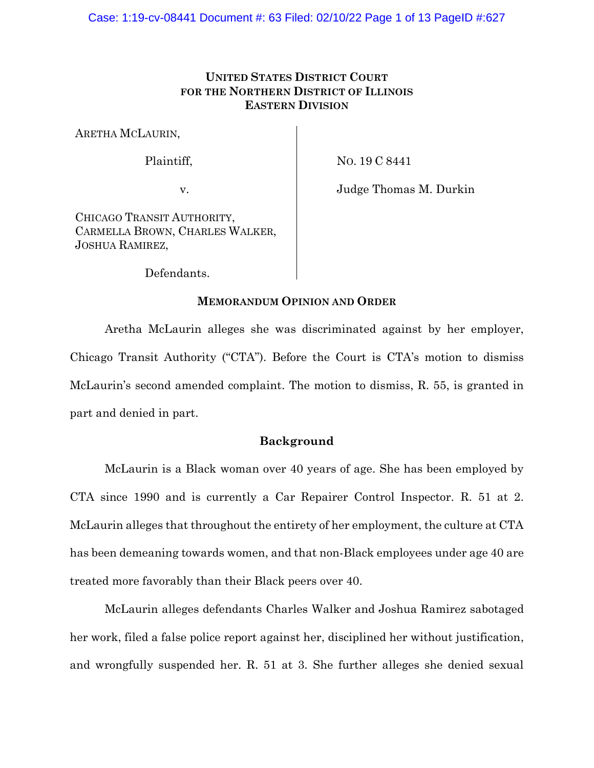**UNITED STATES DISTRICT COURT**
**FOR THE NORTHERN DISTRICT OF ILLINOIS**
**EASTERN DIVISION**

ARETHA MCLAURIN,

Plaintiff,

v.

CHICAGO TRANSIT AUTHORITY, CARMELLA BROWN, CHARLES WALKER, JOSHUA RAMIREZ,

Defendants.

NO. 19 C 8441

Judge Thomas M. Durkin

**MEMORANDUM OPINION AND ORDER**

Aretha McLaurin alleges she was discriminated against by her employer, Chicago Transit Authority ("CTA"). Before the Court is CTA's motion to dismiss McLaurin's second amended complaint. The motion to dismiss, R. 55, is granted in part and denied in part.

**Background**

McLaurin is a Black woman over 40 years of age. She has been employed by CTA since 1990 and is currently a Car Repairer Control Inspector. R. 51 at 2. McLaurin alleges that throughout the entirety of her employment, the culture at CTA has been demeaning towards women, and that non-Black employees under age 40 are treated more favorably than their Black peers over 40.

McLaurin alleges defendants Charles Walker and Joshua Ramirez sabotaged her work, filed a false police report against her, disciplined her without justification, and wrongfully suspended her. R. 51 at 3. She further alleges she denied sexual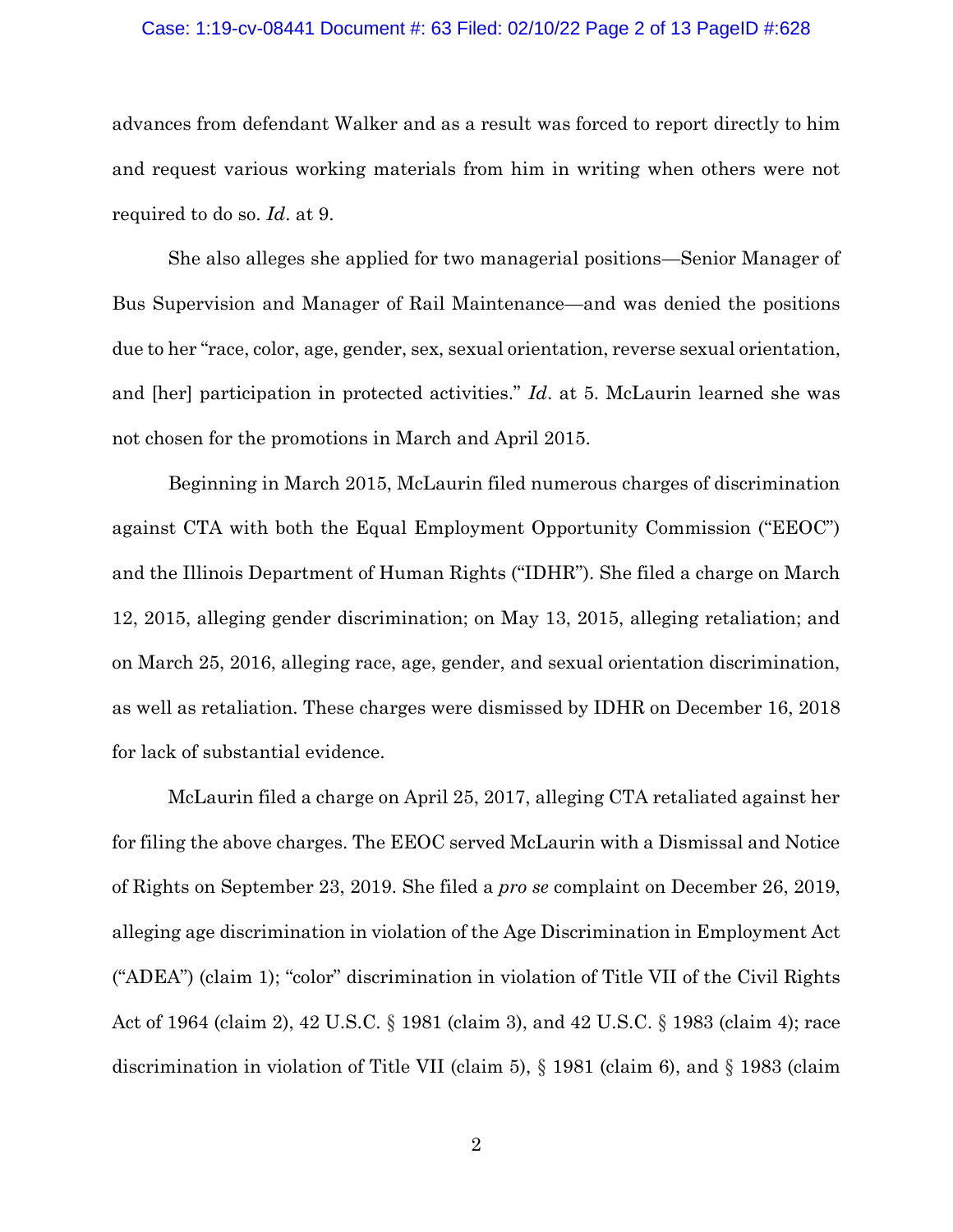advances from defendant Walker and as a result was forced to report directly to him and request various working materials from him in writing when others were not required to do so. *Id*. at 9.

She also alleges she applied for two managerial positions—Senior Manager of Bus Supervision and Manager of Rail Maintenance—and was denied the positions due to her "race, color, age, gender, sex, sexual orientation, reverse sexual orientation, and [her] participation in protected activities." *Id*. at 5. McLaurin learned she was not chosen for the promotions in March and April 2015.

Beginning in March 2015, McLaurin filed numerous charges of discrimination against CTA with both the Equal Employment Opportunity Commission ("EEOC") and the Illinois Department of Human Rights ("IDHR"). She filed a charge on March 12, 2015, alleging gender discrimination; on May 13, 2015, alleging retaliation; and on March 25, 2016, alleging race, age, gender, and sexual orientation discrimination, as well as retaliation. These charges were dismissed by IDHR on December 16, 2018 for lack of substantial evidence.

McLaurin filed a charge on April 25, 2017, alleging CTA retaliated against her for filing the above charges. The EEOC served McLaurin with a Dismissal and Notice of Rights on September 23, 2019. She filed a *pro se* complaint on December 26, 2019, alleging age discrimination in violation of the Age Discrimination in Employment Act ("ADEA") (claim 1); "color" discrimination in violation of Title VII of the Civil Rights Act of 1964 (claim 2), 42 U.S.C. § 1981 (claim 3), and 42 U.S.C. § 1983 (claim 4); race discrimination in violation of Title VII (claim 5), § 1981 (claim 6), and § 1983 (claim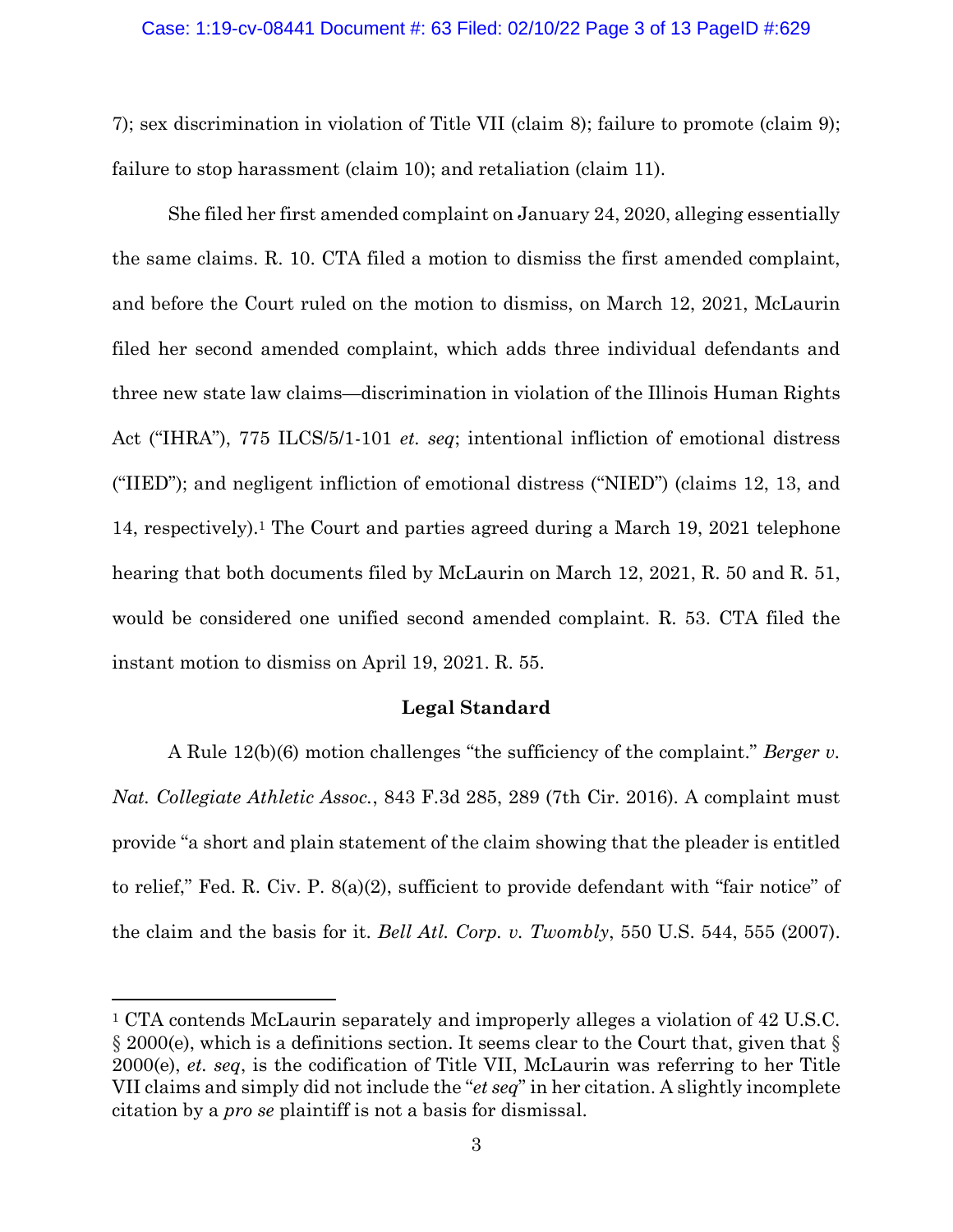7); sex discrimination in violation of Title VII (claim 8); failure to promote (claim 9); failure to stop harassment (claim 10); and retaliation (claim 11).

She filed her first amended complaint on January 24, 2020, alleging essentially the same claims. R. 10. CTA filed a motion to dismiss the first amended complaint, and before the Court ruled on the motion to dismiss, on March 12, 2021, McLaurin filed her second amended complaint, which adds three individual defendants and three new state law claims—discrimination in violation of the Illinois Human Rights Act ("IHRA"), 775 ILCS/5/1-101 *et. seq*; intentional infliction of emotional distress ("IIED"); and negligent infliction of emotional distress ("NIED") (claims 12, 13, and 14, respectively).[1] The Court and parties agreed during a March 19, 2021 telephone hearing that both documents filed by McLaurin on March 12, 2021, R. 50 and R. 51, would be considered one unified second amended complaint. R. 53. CTA filed the instant motion to dismiss on April 19, 2021. R. 55.

## Legal Standard

A Rule 12(b)(6) motion challenges "the sufficiency of the complaint." *Berger v. Nat. Collegiate Athletic Assoc.*, 843 F.3d 285, 289 (7th Cir. 2016). A complaint must provide "a short and plain statement of the claim showing that the pleader is entitled to relief," Fed. R. Civ. P. 8(a)(2), sufficient to provide defendant with "fair notice" of the claim and the basis for it. *Bell Atl. Corp. v. Twombly*, 550 U.S. 544, 555 (2007).

---

[1] CTA contends McLaurin separately and improperly alleges a violation of 42 U.S.C. § 2000(e), which is a definitions section. It seems clear to the Court that, given that § 2000(e), *et. seq*, is the codification of Title VII, McLaurin was referring to her Title VII claims and simply did not include the "*et seq*" in her citation. A slightly incomplete citation by a *pro se* plaintiff is not a basis for dismissal.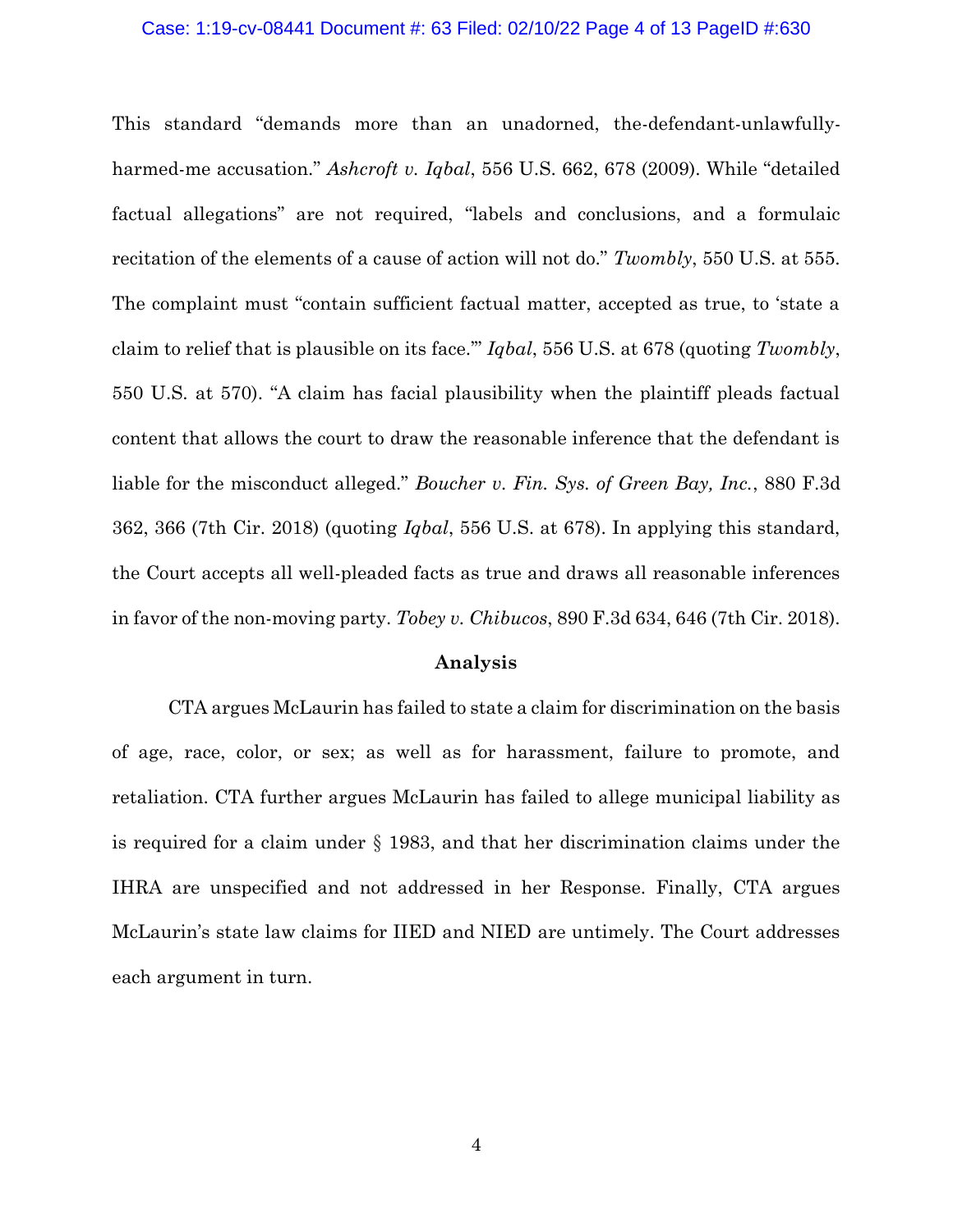This standard "demands more than an unadorned, the-defendant-unlawfully-harmed-me accusation." *Ashcroft v. Iqbal*, 556 U.S. 662, 678 (2009). While "detailed factual allegations" are not required, "labels and conclusions, and a formulaic recitation of the elements of a cause of action will not do." *Twombly*, 550 U.S. at 555. The complaint must "contain sufficient factual matter, accepted as true, to 'state a claim to relief that is plausible on its face.'" *Iqbal*, 556 U.S. at 678 (quoting *Twombly*, 550 U.S. at 570). "A claim has facial plausibility when the plaintiff pleads factual content that allows the court to draw the reasonable inference that the defendant is liable for the misconduct alleged." *Boucher v. Fin. Sys. of Green Bay, Inc.*, 880 F.3d 362, 366 (7th Cir. 2018) (quoting *Iqbal*, 556 U.S. at 678). In applying this standard, the Court accepts all well-pleaded facts as true and draws all reasonable inferences in favor of the non-moving party. *Tobey v. Chibucos*, 890 F.3d 634, 646 (7th Cir. 2018).

## Analysis

CTA argues McLaurin has failed to state a claim for discrimination on the basis of age, race, color, or sex; as well as for harassment, failure to promote, and retaliation. CTA further argues McLaurin has failed to allege municipal liability as is required for a claim under § 1983, and that her discrimination claims under the IHRA are unspecified and not addressed in her Response. Finally, CTA argues McLaurin's state law claims for IIED and NIED are untimely. The Court addresses each argument in turn.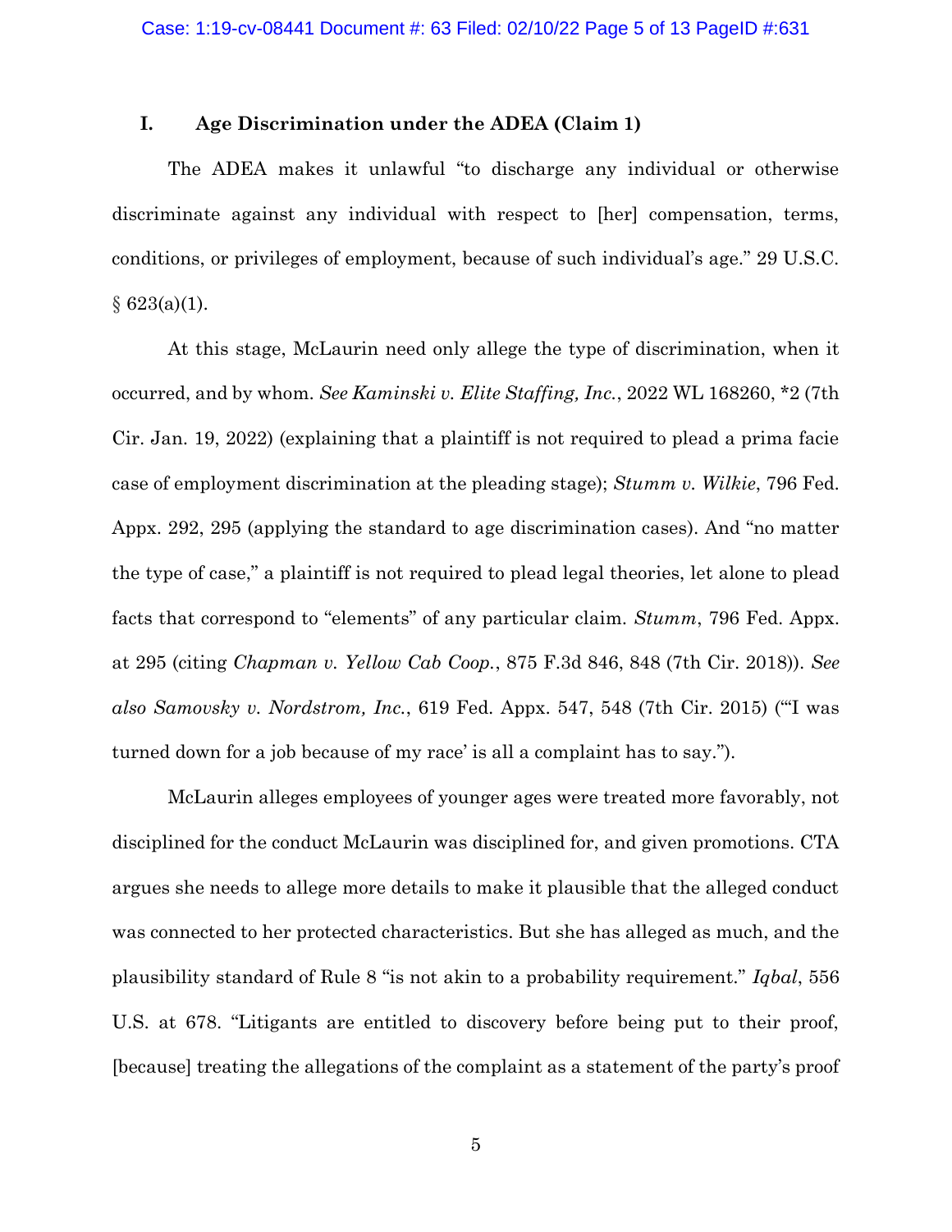## I. Age Discrimination under the ADEA (Claim 1)

The ADEA makes it unlawful "to discharge any individual or otherwise discriminate against any individual with respect to [her] compensation, terms, conditions, or privileges of employment, because of such individual's age." 29 U.S.C. § 623(a)(1).

At this stage, McLaurin need only allege the type of discrimination, when it occurred, and by whom. *See Kaminski v. Elite Staffing, Inc.*, 2022 WL 168260, *2 (7th Cir. Jan. 19, 2022) (explaining that a plaintiff is not required to plead a prima facie case of employment discrimination at the pleading stage); *Stumm v. Wilkie*, 796 Fed. Appx. 292, 295 (applying the standard to age discrimination cases). And "no matter the type of case," a plaintiff is not required to plead legal theories, let alone to plead facts that correspond to "elements" of any particular claim. *Stumm*, 796 Fed. Appx. at 295 (citing *Chapman v. Yellow Cab Coop.*, 875 F.3d 846, 848 (7th Cir. 2018)). *See also Samovsky v. Nordstrom, Inc.*, 619 Fed. Appx. 547, 548 (7th Cir. 2015) ("'I was turned down for a job because of my race' is all a complaint has to say.").

McLaurin alleges employees of younger ages were treated more favorably, not disciplined for the conduct McLaurin was disciplined for, and given promotions. CTA argues she needs to allege more details to make it plausible that the alleged conduct was connected to her protected characteristics. But she has alleged as much, and the plausibility standard of Rule 8 "is not akin to a probability requirement." *Iqbal*, 556 U.S. at 678. "Litigants are entitled to discovery before being put to their proof, [because] treating the allegations of the complaint as a statement of the party's proof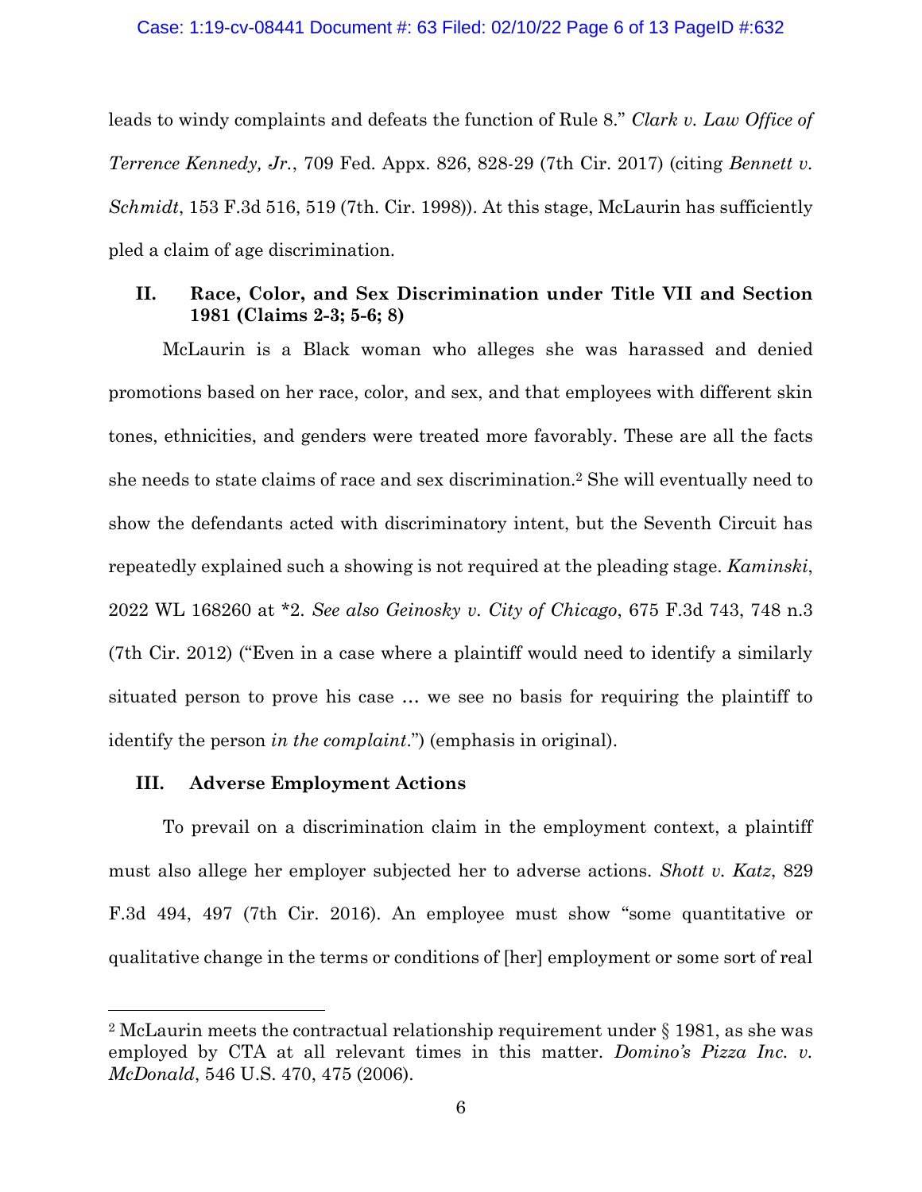leads to windy complaints and defeats the function of Rule 8." *Clark v. Law Office of Terrence Kennedy, Jr.*, 709 Fed. Appx. 826, 828-29 (7th Cir. 2017) (citing *Bennett v. Schmidt*, 153 F.3d 516, 519 (7th. Cir. 1998)). At this stage, McLaurin has sufficiently pled a claim of age discrimination.

### II. Race, Color, and Sex Discrimination under Title VII and Section 1981 (Claims 2-3; 5-6; 8)

McLaurin is a Black woman who alleges she was harassed and denied promotions based on her race, color, and sex, and that employees with different skin tones, ethnicities, and genders were treated more favorably. These are all the facts she needs to state claims of race and sex discrimination.[2] She will eventually need to show the defendants acted with discriminatory intent, but the Seventh Circuit has repeatedly explained such a showing is not required at the pleading stage. *Kaminski*, 2022 WL 168260 at *2. *See also Geinosky v. City of Chicago*, 675 F.3d 743, 748 n.3 (7th Cir. 2012) ("Even in a case where a plaintiff would need to identify a similarly situated person to prove his case … we see no basis for requiring the plaintiff to identify the person *in the complaint*.") (emphasis in original).

### III. Adverse Employment Actions

To prevail on a discrimination claim in the employment context, a plaintiff must also allege her employer subjected her to adverse actions. *Shott v. Katz*, 829 F.3d 494, 497 (7th Cir. 2016). An employee must show "some quantitative or qualitative change in the terms or conditions of [her] employment or some sort of real

---

[2] McLaurin meets the contractual relationship requirement under § 1981, as she was employed by CTA at all relevant times in this matter. *Domino's Pizza Inc. v. McDonald*, 546 U.S. 470, 475 (2006).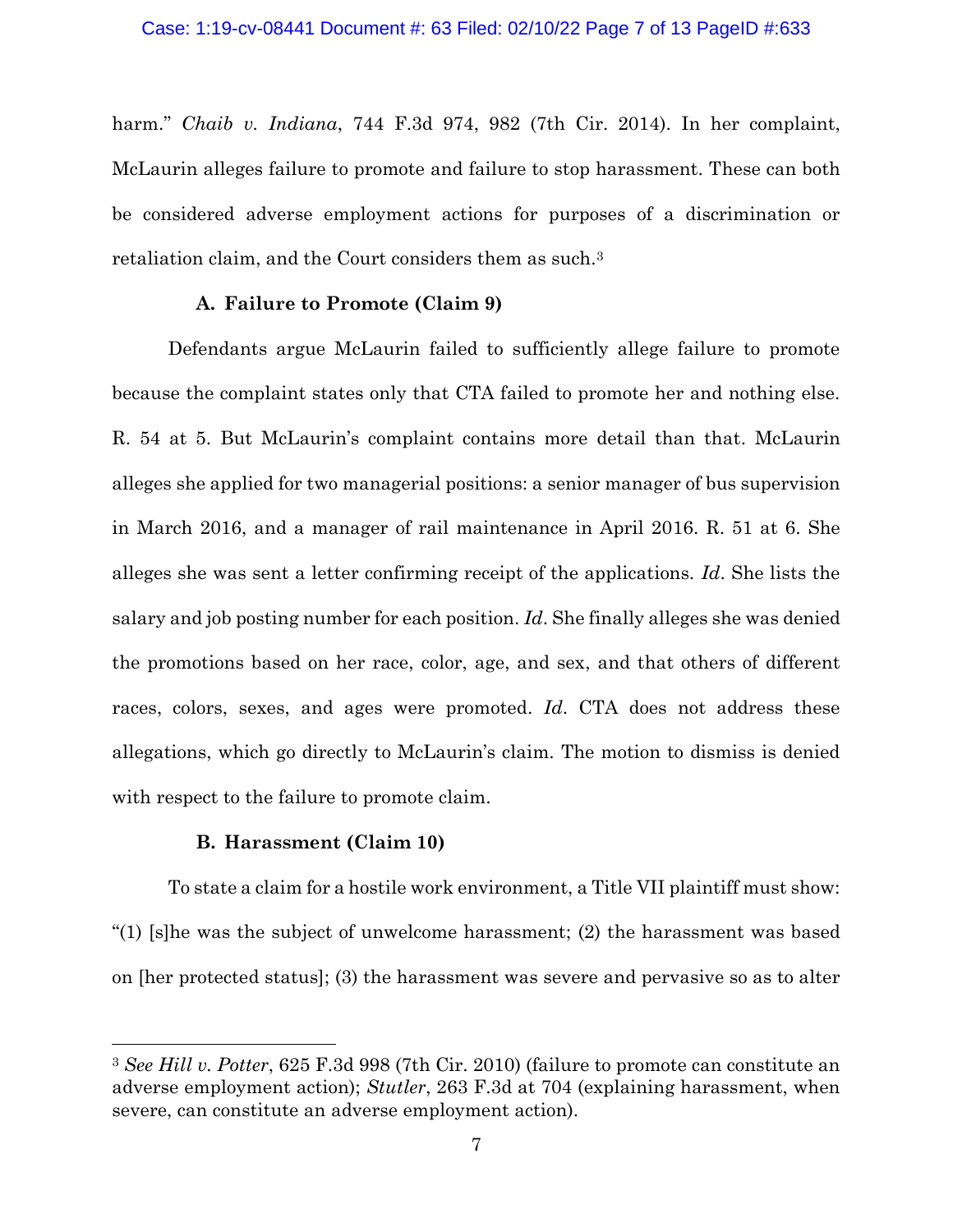harm." *Chaib v. Indiana*, 744 F.3d 974, 982 (7th Cir. 2014). In her complaint, McLaurin alleges failure to promote and failure to stop harassment. These can both be considered adverse employment actions for purposes of a discrimination or retaliation claim, and the Court considers them as such.[3]

### A. Failure to Promote (Claim 9)

Defendants argue McLaurin failed to sufficiently allege failure to promote because the complaint states only that CTA failed to promote her and nothing else. R. 54 at 5. But McLaurin's complaint contains more detail than that. McLaurin alleges she applied for two managerial positions: a senior manager of bus supervision in March 2016, and a manager of rail maintenance in April 2016. R. 51 at 6. She alleges she was sent a letter confirming receipt of the applications. *Id*. She lists the salary and job posting number for each position. *Id*. She finally alleges she was denied the promotions based on her race, color, age, and sex, and that others of different races, colors, sexes, and ages were promoted. *Id*. CTA does not address these allegations, which go directly to McLaurin's claim. The motion to dismiss is denied with respect to the failure to promote claim.

### B. Harassment (Claim 10)

To state a claim for a hostile work environment, a Title VII plaintiff must show: "(1) [s]he was the subject of unwelcome harassment; (2) the harassment was based on [her protected status]; (3) the harassment was severe and pervasive so as to alter

---

[3] *See Hill v. Potter*, 625 F.3d 998 (7th Cir. 2010) (failure to promote can constitute an adverse employment action); *Stutler*, 263 F.3d at 704 (explaining harassment, when severe, can constitute an adverse employment action).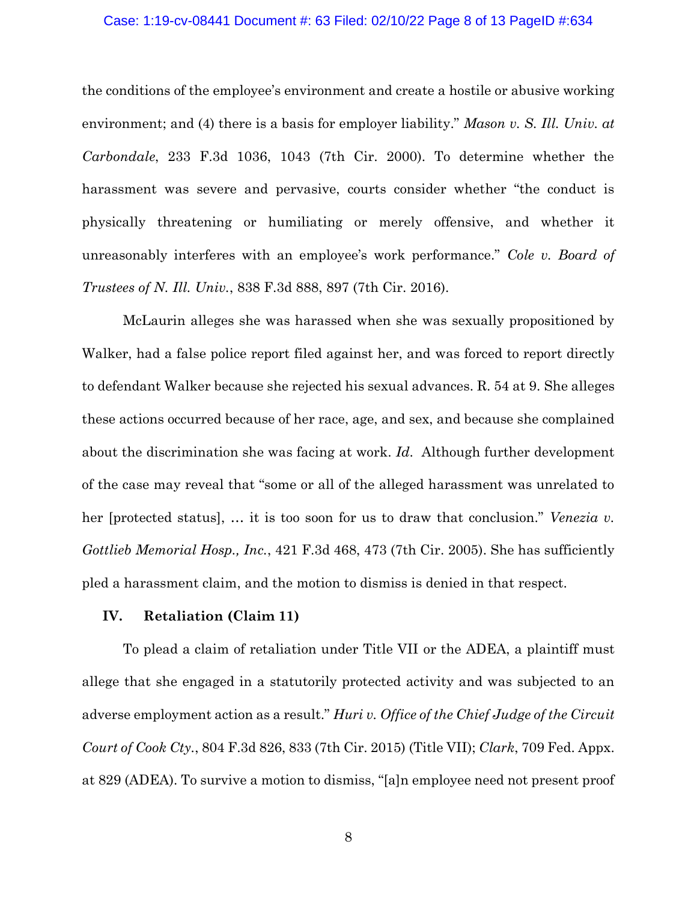the conditions of the employee's environment and create a hostile or abusive working environment; and (4) there is a basis for employer liability." *Mason v. S. Ill. Univ. at Carbondale*, 233 F.3d 1036, 1043 (7th Cir. 2000). To determine whether the harassment was severe and pervasive, courts consider whether "the conduct is physically threatening or humiliating or merely offensive, and whether it unreasonably interferes with an employee's work performance." *Cole v. Board of Trustees of N. Ill. Univ.*, 838 F.3d 888, 897 (7th Cir. 2016).

McLaurin alleges she was harassed when she was sexually propositioned by Walker, had a false police report filed against her, and was forced to report directly to defendant Walker because she rejected his sexual advances. R. 54 at 9. She alleges these actions occurred because of her race, age, and sex, and because she complained about the discrimination she was facing at work. *Id*. Although further development of the case may reveal that "some or all of the alleged harassment was unrelated to her [protected status], … it is too soon for us to draw that conclusion." *Venezia v. Gottlieb Memorial Hosp., Inc.*, 421 F.3d 468, 473 (7th Cir. 2005). She has sufficiently pled a harassment claim, and the motion to dismiss is denied in that respect.

## IV. Retaliation (Claim 11)

To plead a claim of retaliation under Title VII or the ADEA, a plaintiff must allege that she engaged in a statutorily protected activity and was subjected to an adverse employment action as a result." *Huri v. Office of the Chief Judge of the Circuit Court of Cook Cty.*, 804 F.3d 826, 833 (7th Cir. 2015) (Title VII); *Clark*, 709 Fed. Appx. at 829 (ADEA). To survive a motion to dismiss, "[a]n employee need not present proof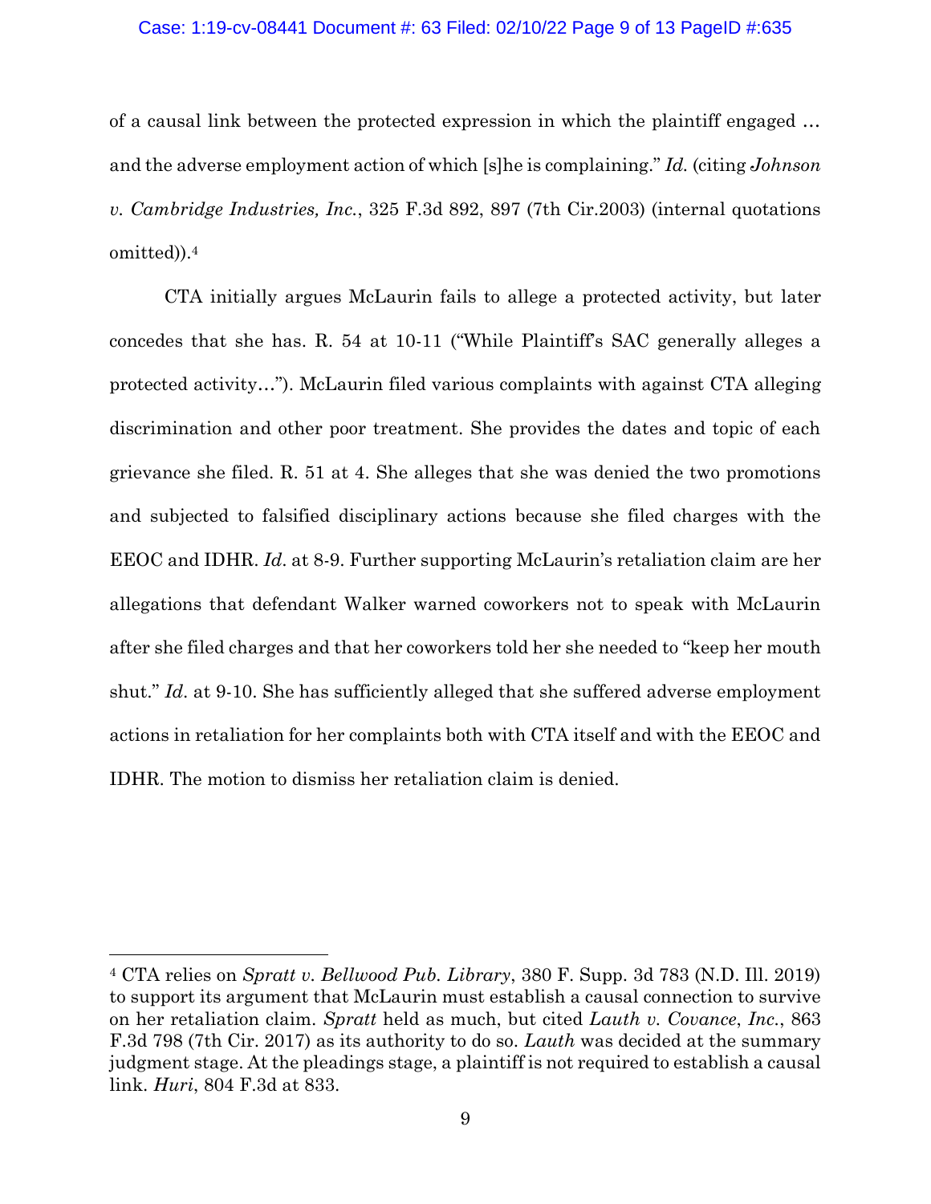of a causal link between the protected expression in which the plaintiff engaged … and the adverse employment action of which [s]he is complaining." *Id.* (citing *Johnson v. Cambridge Industries, Inc.*, 325 F.3d 892, 897 (7th Cir.2003) (internal quotations omitted)).[4]

CTA initially argues McLaurin fails to allege a protected activity, but later concedes that she has. R. 54 at 10-11 ("While Plaintiff's SAC generally alleges a protected activity…"). McLaurin filed various complaints with against CTA alleging discrimination and other poor treatment. She provides the dates and topic of each grievance she filed. R. 51 at 4. She alleges that she was denied the two promotions and subjected to falsified disciplinary actions because she filed charges with the EEOC and IDHR. *Id*. at 8-9. Further supporting McLaurin's retaliation claim are her allegations that defendant Walker warned coworkers not to speak with McLaurin after she filed charges and that her coworkers told her she needed to "keep her mouth shut." *Id*. at 9-10. She has sufficiently alleged that she suffered adverse employment actions in retaliation for her complaints both with CTA itself and with the EEOC and IDHR. The motion to dismiss her retaliation claim is denied.

---

[4] CTA relies on *Spratt v. Bellwood Pub. Library*, 380 F. Supp. 3d 783 (N.D. Ill. 2019) to support its argument that McLaurin must establish a causal connection to survive on her retaliation claim. *Spratt* held as much, but cited *Lauth v. Covance*, *Inc.*, 863 F.3d 798 (7th Cir. 2017) as its authority to do so. *Lauth* was decided at the summary judgment stage. At the pleadings stage, a plaintiff is not required to establish a causal link. *Huri*, 804 F.3d at 833.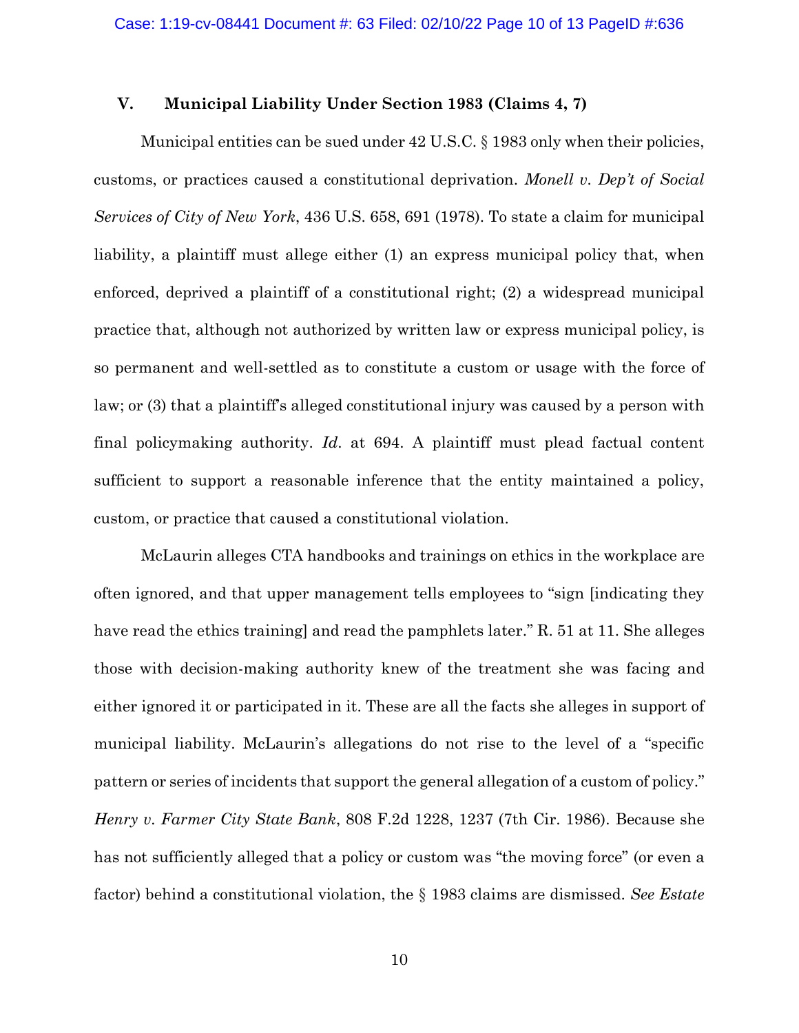## V. Municipal Liability Under Section 1983 (Claims 4, 7)

Municipal entities can be sued under 42 U.S.C. § 1983 only when their policies, customs, or practices caused a constitutional deprivation. *Monell v. Dep't of Social Services of City of New York*, 436 U.S. 658, 691 (1978). To state a claim for municipal liability, a plaintiff must allege either (1) an express municipal policy that, when enforced, deprived a plaintiff of a constitutional right; (2) a widespread municipal practice that, although not authorized by written law or express municipal policy, is so permanent and well-settled as to constitute a custom or usage with the force of law; or (3) that a plaintiff's alleged constitutional injury was caused by a person with final policymaking authority. *Id*. at 694. A plaintiff must plead factual content sufficient to support a reasonable inference that the entity maintained a policy, custom, or practice that caused a constitutional violation.

McLaurin alleges CTA handbooks and trainings on ethics in the workplace are often ignored, and that upper management tells employees to "sign [indicating they have read the ethics training] and read the pamphlets later." R. 51 at 11. She alleges those with decision-making authority knew of the treatment she was facing and either ignored it or participated in it. These are all the facts she alleges in support of municipal liability. McLaurin's allegations do not rise to the level of a "specific pattern or series of incidents that support the general allegation of a custom of policy." *Henry v. Farmer City State Bank*, 808 F.2d 1228, 1237 (7th Cir. 1986). Because she has not sufficiently alleged that a policy or custom was "the moving force" (or even a factor) behind a constitutional violation, the § 1983 claims are dismissed. *See Estate*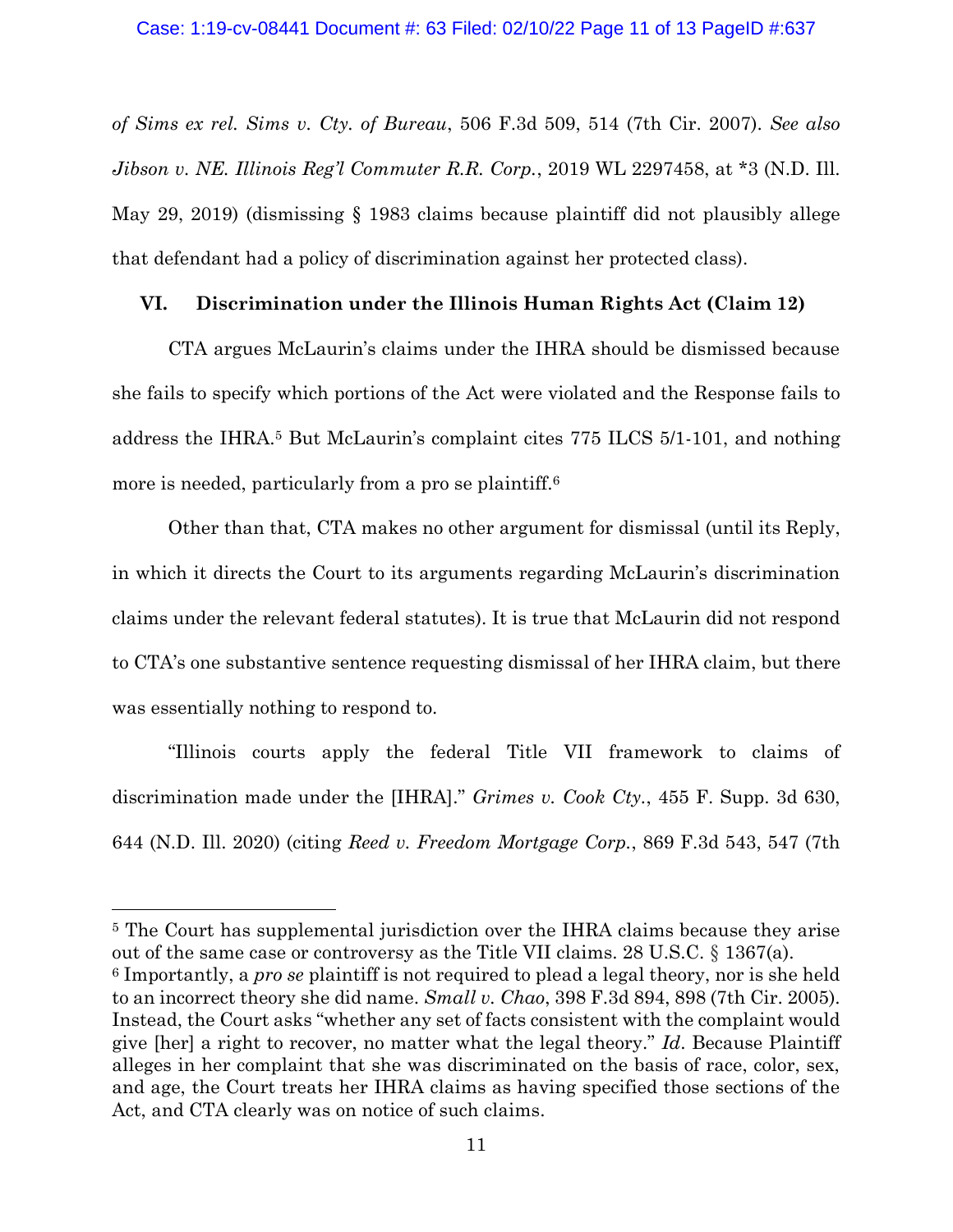*of Sims ex rel. Sims v. Cty. of Bureau*, 506 F.3d 509, 514 (7th Cir. 2007). *See also Jibson v. NE. Illinois Reg'l Commuter R.R. Corp.*, 2019 WL 2297458, at *3 (N.D. Ill. May 29, 2019) (dismissing § 1983 claims because plaintiff did not plausibly allege that defendant had a policy of discrimination against her protected class).

## VI. Discrimination under the Illinois Human Rights Act (Claim 12)

CTA argues McLaurin's claims under the IHRA should be dismissed because she fails to specify which portions of the Act were violated and the Response fails to address the IHRA.[5] But McLaurin's complaint cites 775 ILCS 5/1-101, and nothing more is needed, particularly from a pro se plaintiff.[6]

Other than that, CTA makes no other argument for dismissal (until its Reply, in which it directs the Court to its arguments regarding McLaurin's discrimination claims under the relevant federal statutes). It is true that McLaurin did not respond to CTA's one substantive sentence requesting dismissal of her IHRA claim, but there was essentially nothing to respond to.

"Illinois courts apply the federal Title VII framework to claims of discrimination made under the [IHRA]." *Grimes v. Cook Cty.*, 455 F. Supp. 3d 630, 644 (N.D. Ill. 2020) (citing *Reed v. Freedom Mortgage Corp.*, 869 F.3d 543, 547 (7th

---

[5] The Court has supplemental jurisdiction over the IHRA claims because they arise out of the same case or controversy as the Title VII claims. 28 U.S.C. § 1367(a).

[6] Importantly, a *pro se* plaintiff is not required to plead a legal theory, nor is she held to an incorrect theory she did name. *Small v. Chao*, 398 F.3d 894, 898 (7th Cir. 2005). Instead, the Court asks "whether any set of facts consistent with the complaint would give [her] a right to recover, no matter what the legal theory." *Id*. Because Plaintiff alleges in her complaint that she was discriminated on the basis of race, color, sex, and age, the Court treats her IHRA claims as having specified those sections of the Act, and CTA clearly was on notice of such claims.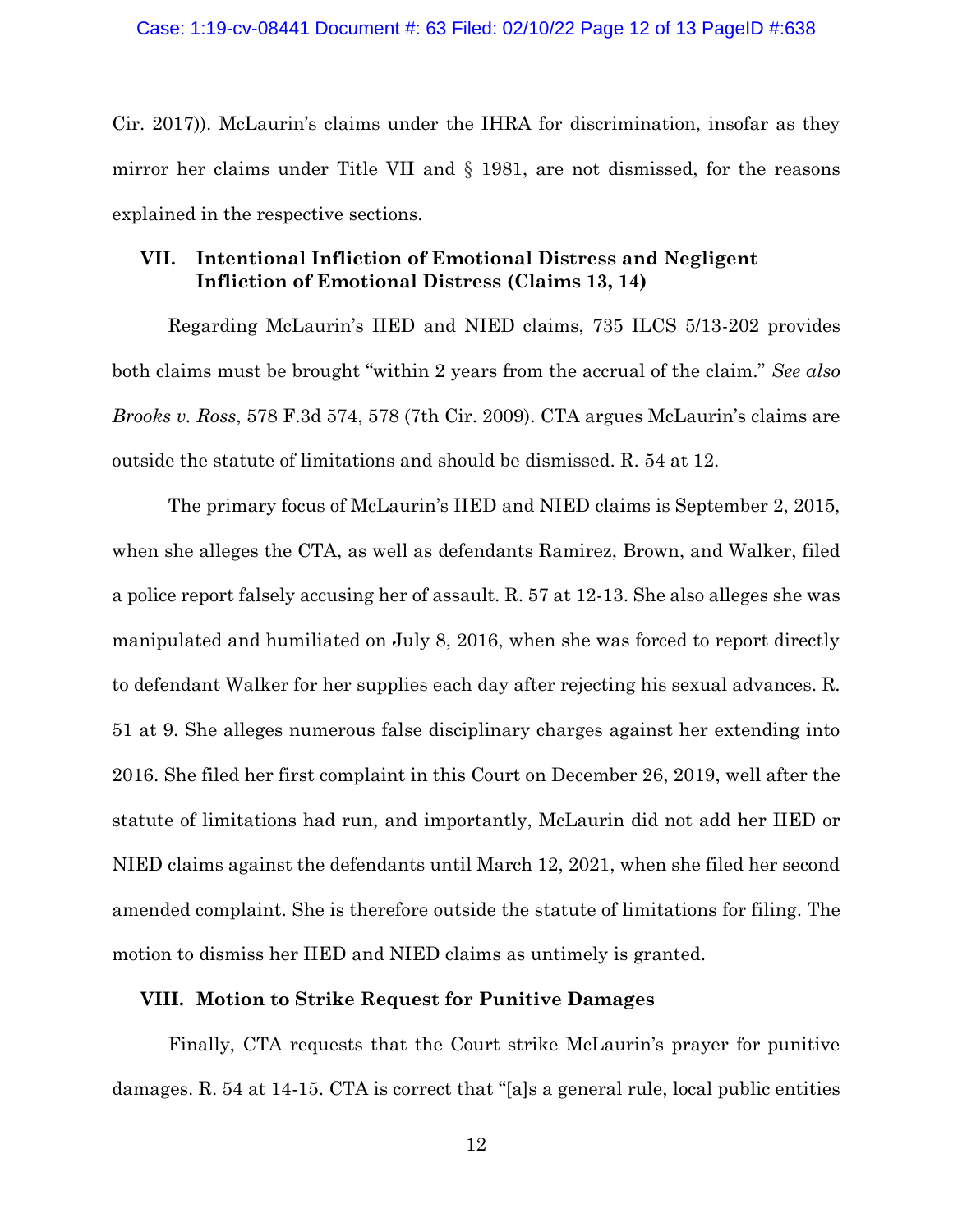Cir. 2017)). McLaurin's claims under the IHRA for discrimination, insofar as they mirror her claims under Title VII and § 1981, are not dismissed, for the reasons explained in the respective sections.

### VII. Intentional Infliction of Emotional Distress and Negligent Infliction of Emotional Distress (Claims 13, 14)

Regarding McLaurin's IIED and NIED claims, 735 ILCS 5/13-202 provides both claims must be brought "within 2 years from the accrual of the claim." *See also Brooks v. Ross*, 578 F.3d 574, 578 (7th Cir. 2009). CTA argues McLaurin's claims are outside the statute of limitations and should be dismissed. R. 54 at 12.

The primary focus of McLaurin's IIED and NIED claims is September 2, 2015, when she alleges the CTA, as well as defendants Ramirez, Brown, and Walker, filed a police report falsely accusing her of assault. R. 57 at 12-13. She also alleges she was manipulated and humiliated on July 8, 2016, when she was forced to report directly to defendant Walker for her supplies each day after rejecting his sexual advances. R. 51 at 9. She alleges numerous false disciplinary charges against her extending into 2016. She filed her first complaint in this Court on December 26, 2019, well after the statute of limitations had run, and importantly, McLaurin did not add her IIED or NIED claims against the defendants until March 12, 2021, when she filed her second amended complaint. She is therefore outside the statute of limitations for filing. The motion to dismiss her IIED and NIED claims as untimely is granted.

### VIII. Motion to Strike Request for Punitive Damages

Finally, CTA requests that the Court strike McLaurin's prayer for punitive damages. R. 54 at 14-15. CTA is correct that "[a]s a general rule, local public entities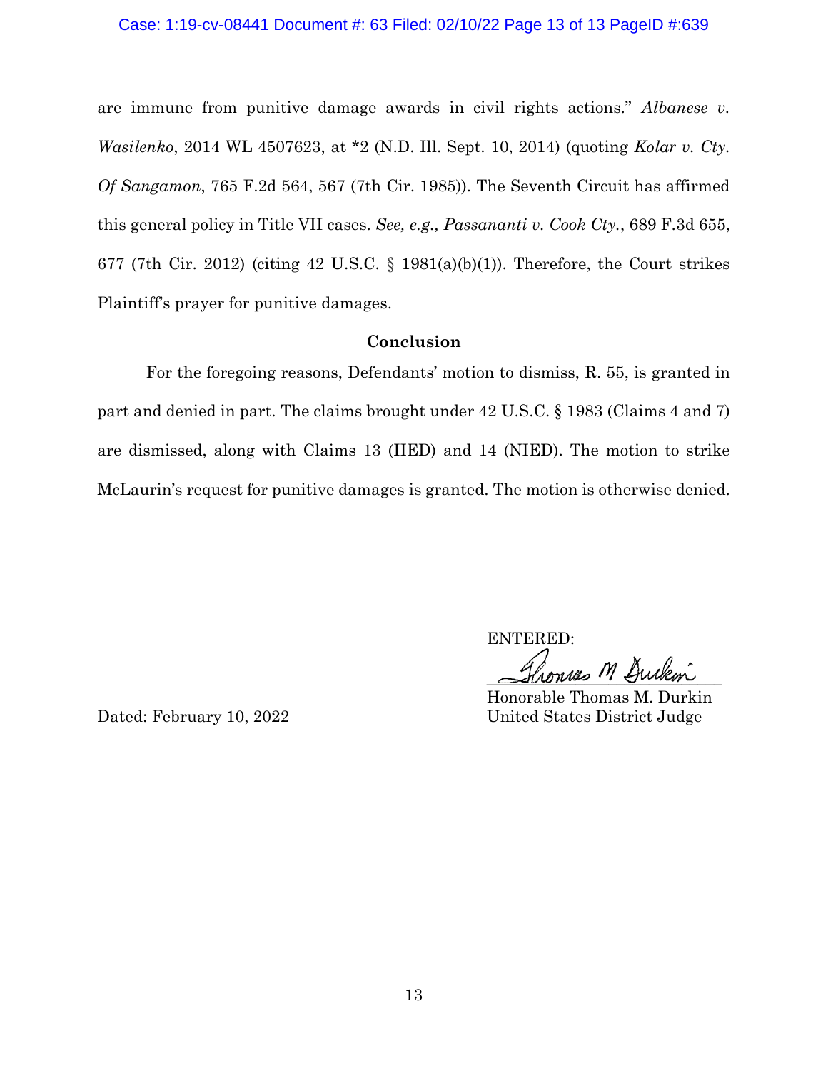are immune from punitive damage awards in civil rights actions." *Albanese v. Wasilenko*, 2014 WL 4507623, at *2 (N.D. Ill. Sept. 10, 2014) (quoting *Kolar v. Cty. Of Sangamon*, 765 F.2d 564, 567 (7th Cir. 1985)). The Seventh Circuit has affirmed this general policy in Title VII cases. *See, e.g., Passananti v. Cook Cty.*, 689 F.3d 655, 677 (7th Cir. 2012) (citing 42 U.S.C. § 1981(a)(b)(1)). Therefore, the Court strikes Plaintiff's prayer for punitive damages.

## Conclusion

For the foregoing reasons, Defendants' motion to dismiss, R. 55, is granted in part and denied in part. The claims brought under 42 U.S.C. § 1983 (Claims 4 and 7) are dismissed, along with Claims 13 (IIED) and 14 (NIED). The motion to strike McLaurin's request for punitive damages is granted. The motion is otherwise denied.

ENTERED:

Thomas M Durkin

Honorable Thomas M. Durkin
United States District Judge

Dated: February 10, 2022